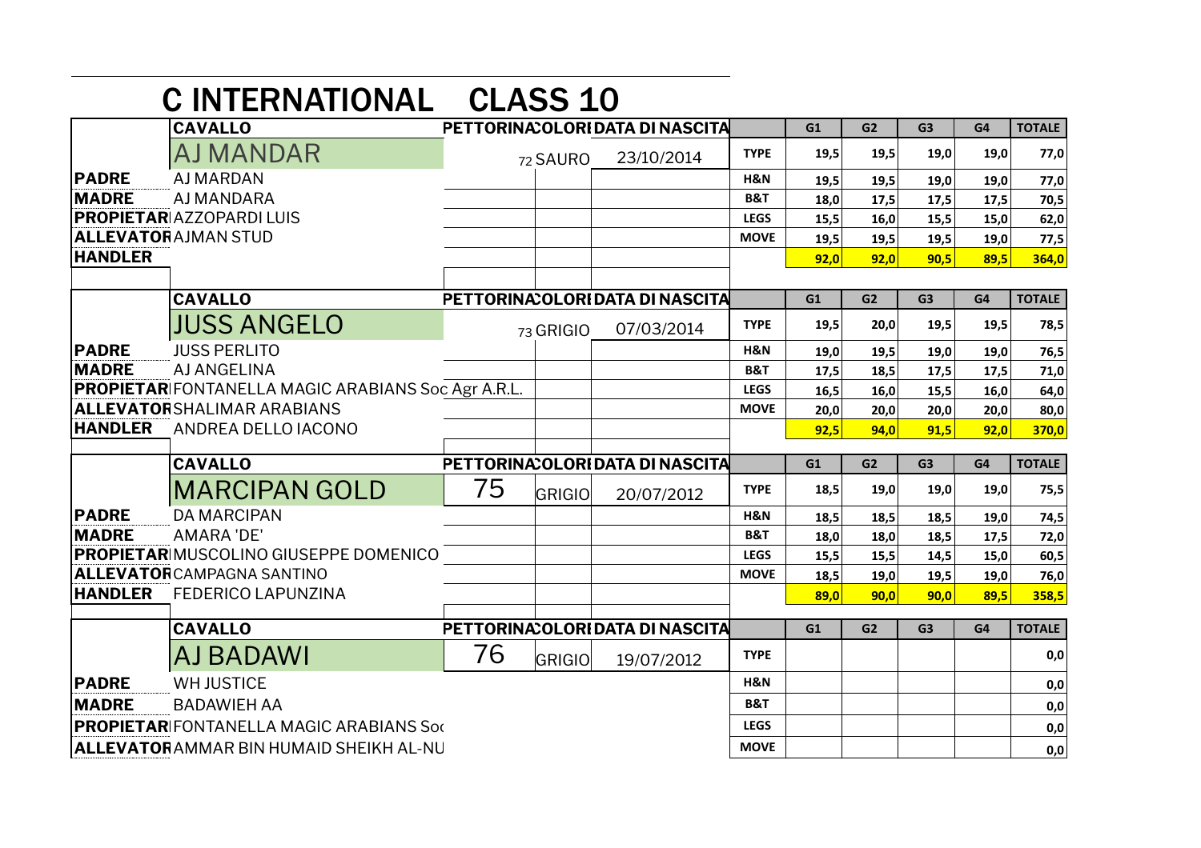# C INTERNATIONAL CLASS 10

| | CAVALLO | PETTORINA | COLORI | DATA DI NASCITA | | G1 | G2 | G3 | G4 | TOTALE |
|---|---|---|---|---|---|---|---|---|---|---|
| | AJ MANDAR | 72 | SAURO | 23/10/2014 | TYPE | 19,5 | 19,5 | 19,0 | 19,0 | 77,0 |
| PADRE | AJ MARDAN | | | | H&N | 19,5 | 19,5 | 19,0 | 19,0 | 77,0 |
| MADRE | AJ MANDARA | | | | B&T | 18,0 | 17,5 | 17,5 | 17,5 | 70,5 |
| PROPIETARI | AZZOPARDI LUIS | | | | LEGS | 15,5 | 16,0 | 15,5 | 15,0 | 62,0 |
| ALLEVATORE | AJMAN STUD | | | | MOVE | 19,5 | 19,5 | 19,5 | 19,0 | 77,5 |
| HANDLER | | | | | | 92,0 | 92,0 | 90,5 | 89,5 | 364,0 |

| | CAVALLO | PETTORINA | COLORI | DATA DI NASCITA | | G1 | G2 | G3 | G4 | TOTALE |
|---|---|---|---|---|---|---|---|---|---|---|
| | JUSS ANGELO | 73 | GRIGIO | 07/03/2014 | TYPE | 19,5 | 20,0 | 19,5 | 19,5 | 78,5 |
| PADRE | JUSS PERLITO | | | | H&N | 19,0 | 19,5 | 19,0 | 19,0 | 76,5 |
| MADRE | AJ ANGELINA | | | | B&T | 17,5 | 18,5 | 17,5 | 17,5 | 71,0 |
| PROPIETARI | FONTANELLA MAGIC ARABIANS Soc Agr A.R.L. | | | | LEGS | 16,5 | 16,0 | 15,5 | 16,0 | 64,0 |
| ALLEVATORE | SHALIMAR ARABIANS | | | | MOVE | 20,0 | 20,0 | 20,0 | 20,0 | 80,0 |
| HANDLER | ANDREA DELLO IACONO | | | | | 92,5 | 94,0 | 91,5 | 92,0 | 370,0 |

| | CAVALLO | PETTORINA | COLORI | DATA DI NASCITA | | G1 | G2 | G3 | G4 | TOTALE |
|---|---|---|---|---|---|---|---|---|---|---|
| | MARCIPAN GOLD | 75 | GRIGIO | 20/07/2012 | TYPE | 18,5 | 19,0 | 19,0 | 19,0 | 75,5 |
| PADRE | DA MARCIPAN | | | | H&N | 18,5 | 18,5 | 18,5 | 19,0 | 74,5 |
| MADRE | AMARA 'DE' | | | | B&T | 18,0 | 18,0 | 18,5 | 17,5 | 72,0 |
| PROPIETARI | MUSCOLINO GIUSEPPE DOMENICO | | | | LEGS | 15,5 | 15,5 | 14,5 | 15,0 | 60,5 |
| ALLEVATORE | CAMPAGNA SANTINO | | | | MOVE | 18,5 | 19,0 | 19,5 | 19,0 | 76,0 |
| HANDLER | FEDERICO LAPUNZINA | | | | | 89,0 | 90,0 | 90,0 | 89,5 | 358,5 |

| | CAVALLO | PETTORINA | COLORI | DATA DI NASCITA | | G1 | G2 | G3 | G4 | TOTALE |
|---|---|---|---|---|---|---|---|---|---|---|
| | AJ BADAWI | 76 | GRIGIO | 19/07/2012 | TYPE | | | | | 0,0 |
| PADRE | WH JUSTICE | | | | H&N | | | | | 0,0 |
| MADRE | BADAWIEH AA | | | | B&T | | | | | 0,0 |
| PROPIETARI | FONTANELLA MAGIC ARABIANS Soc | | | | LEGS | | | | | 0,0 |
| ALLEVATORE | AMMAR BIN HUMAID SHEIKH AL-NU | | | | MOVE | | | | | 0,0 |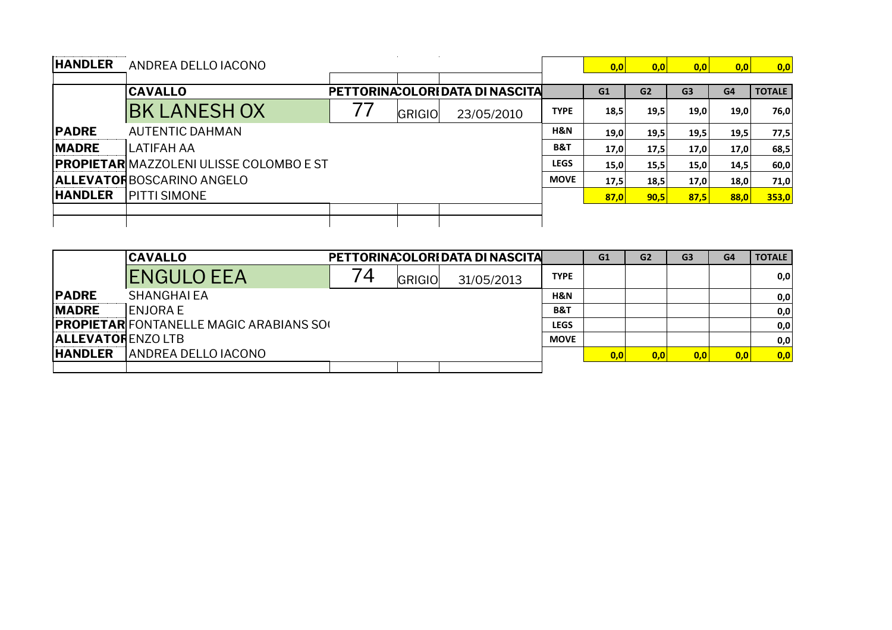| HANDLER | ANDREA DELLO IACONO | | | | | 0,0 | 0,0 | 0,0 | 0,0 | 0,0 |
|---|---|---|---|---|---|---|---|---|---|---|
| | **CAVALLO** | **PETTORINA** | **COLORI** | **DATA DI NASCITA** | | **G1** | **G2** | **G3** | **G4** | **TOTALE** |
| | BK LANESH OX | 77 | GRIGIO | 23/05/2010 | **TYPE** | 18,5 | 19,5 | 19,0 | 19,0 | 76,0 |
| **PADRE** | AUTENTIC DAHMAN | | | | **H&N** | 19,0 | 19,5 | 19,5 | 19,5 | 77,5 |
| **MADRE** | LATIFAH AA | | | | **B&T** | 17,0 | 17,5 | 17,0 | 17,0 | 68,5 |
| **PROPIETAR** | MAZZOLENI ULISSE COLOMBO E ST | | | | **LEGS** | 15,0 | 15,5 | 15,0 | 14,5 | 60,0 |
| **ALLEVATOR** | BOSCARINO ANGELO | | | | **MOVE** | 17,5 | 18,5 | 17,0 | 18,0 | 71,0 |
| **HANDLER** | PITTI SIMONE | | | | | 87,0 | 90,5 | 87,5 | 88,0 | 353,0 |

| | **CAVALLO** | **PETTORINA** | **COLORI** | **DATA DI NASCITA** | | **G1** | **G2** | **G3** | **G4** | **TOTALE** |
|---|---|---|---|---|---|---|---|---|---|---|
| | ENGULO EEA | 74 | GRIGIO | 31/05/2013 | **TYPE** | | | | | 0,0 |
| **PADRE** | SHANGHAI EA | | | | **H&N** | | | | | 0,0 |
| **MADRE** | ENJORA E | | | | **B&T** | | | | | 0,0 |
| **PROPIETAR** | FONTANELLE MAGIC ARABIANS SO( | | | | **LEGS** | | | | | 0,0 |
| **ALLEVATOR** | ENZO LTB | | | | **MOVE** | | | | | 0,0 |
| **HANDLER** | ANDREA DELLO IACONO | | | | | 0,0 | 0,0 | 0,0 | 0,0 | 0,0 |